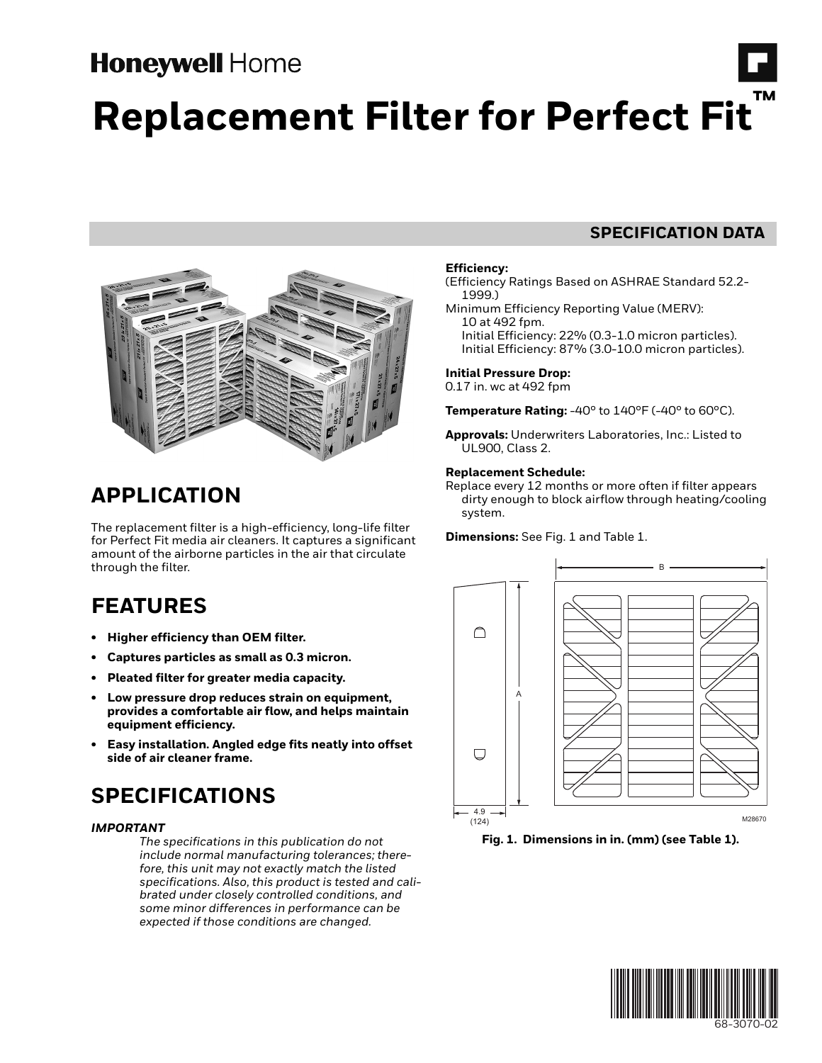Honeywell Home

# Replacement Filter for Perfect Fit™

## SPECIFICATION DATA

## APPLICATION

The replacement filter is a high-efficiency, long-life filter for Perfect Fit media air cleaners. It captures a significant amount of the airborne particles in the air that circulate through the filter.

## FEATURES

- **Higher efficiency than OEM filter.**
- **Captures particles as small as 0.3 micron.**
- **Pleated filter for greater media capacity.**
- **Low pressure drop reduces strain on equipment, provides a comfortable air flow, and helps maintain equipment efficiency.**
- **Easy installation. Angled edge fits neatly into offset side of air cleaner frame.**

## SPECIFICATIONS

***IMPORTANT***

*The specifications in this publication do not include normal manufacturing tolerances; therefore, this unit may not exactly match the listed specifications. Also, this product is tested and calibrated under closely controlled conditions, and some minor differences in performance can be expected if those conditions are changed.*

**Efficiency:**
(Efficiency Ratings Based on ASHRAE Standard 52.2-1999.)
Minimum Efficiency Reporting Value (MERV):
10 at 492 fpm.
Initial Efficiency: 22% (0.3-1.0 micron particles).
Initial Efficiency: 87% (3.0-10.0 micron particles).

**Initial Pressure Drop:**
0.17 in. wc at 492 fpm

**Temperature Rating:** -40° to 140°F (-40° to 60°C).

**Approvals:** Underwriters Laboratories, Inc.: Listed to UL900, Class 2.

**Replacement Schedule:**
Replace every 12 months or more often if filter appears dirty enough to block airflow through heating/cooling system.

**Dimensions:** See Fig. 1 and Table 1.

**Fig. 1. Dimensions in in. (mm) (see Table 1).**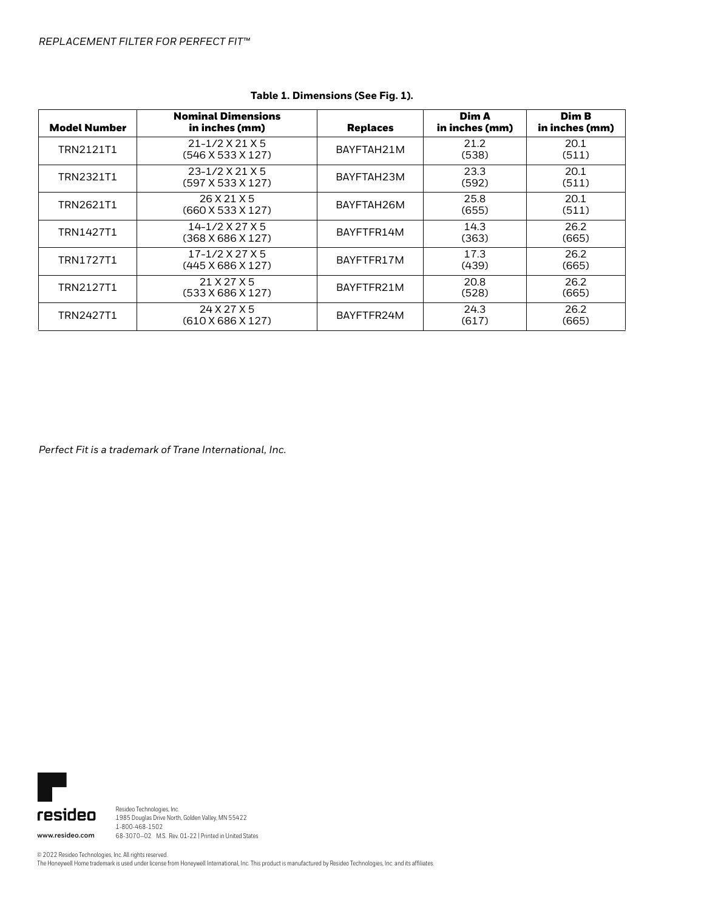Table 1. Dimensions (See Fig. 1).

| Model Number | Nominal Dimensions in inches (mm) | Replaces | Dim A in inches (mm) | Dim B in inches (mm) |
|---|---|---|---|---|
| TRN2121T1 | 21-1/2 X 21 X 5 (546 X 533 X 127) | BAYFTAH21M | 21.2 (538) | 20.1 (511) |
| TRN2321T1 | 23-1/2 X 21 X 5 (597 X 533 X 127) | BAYFTAH23M | 23.3 (592) | 20.1 (511) |
| TRN2621T1 | 26 X 21 X 5 (660 X 533 X 127) | BAYFTAH26M | 25.8 (655) | 20.1 (511) |
| TRN1427T1 | 14-1/2 X 27 X 5 (368 X 686 X 127) | BAYFTFR14M | 14.3 (363) | 26.2 (665) |
| TRN1727T1 | 17-1/2 X 27 X 5 (445 X 686 X 127) | BAYFTFR17M | 17.3 (439) | 26.2 (665) |
| TRN2127T1 | 21 X 27 X 5 (533 X 686 X 127) | BAYFTFR21M | 20.8 (528) | 26.2 (665) |
| TRN2427T1 | 24 X 27 X 5 (610 X 686 X 127) | BAYFTFR24M | 24.3 (617) | 26.2 (665) |

*Perfect Fit is a trademark of Trane International, Inc.*

resideo

www.resideo.com

Resideo Technologies, Inc.
1985 Douglas Drive North, Golden Valley, MN 55422
1-800-468-1502
68-3070—02 M.S. Rev. 01-22 | Printed in United States

© 2022 Resideo Technologies, Inc. All rights reserved.
The Honeywell Home trademark is used under license from Honeywell International, Inc. This product is manufactured by Resideo Technologies, Inc. and its affiliates.